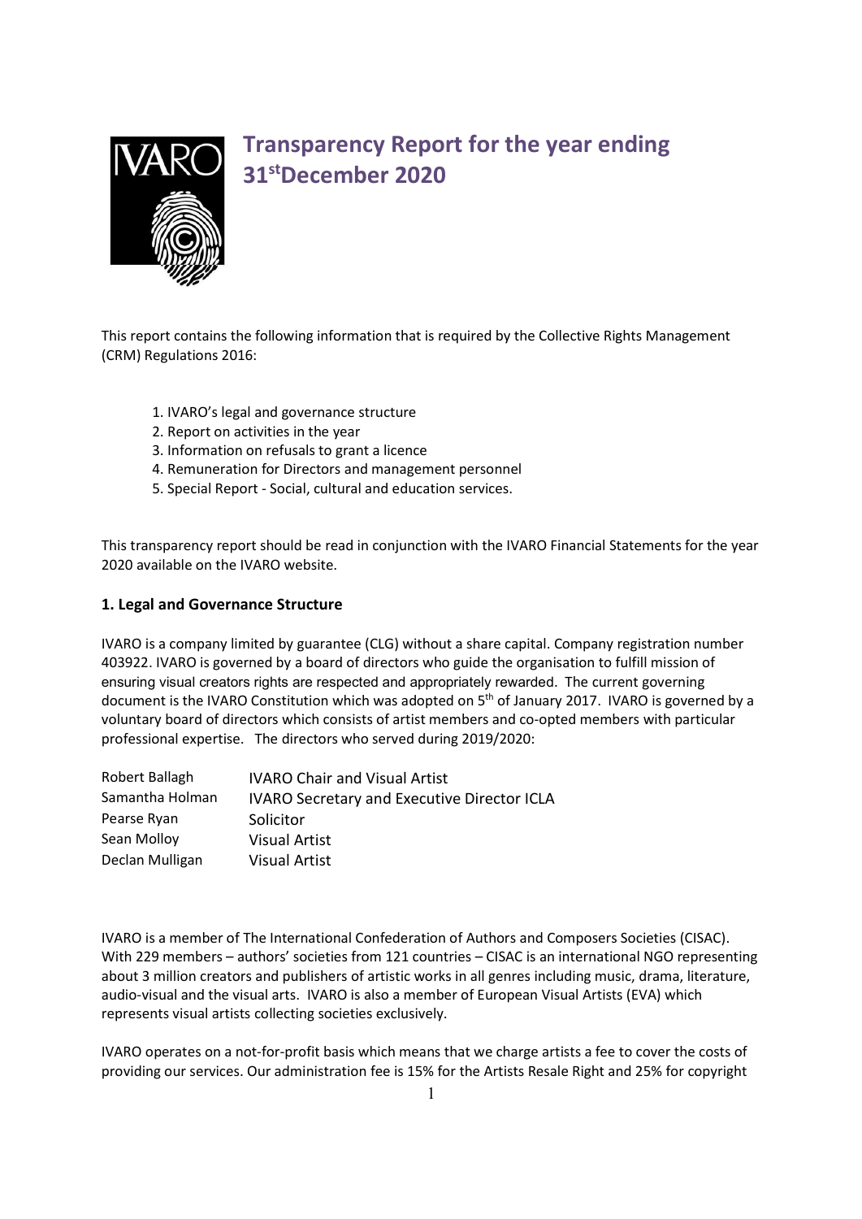# Transparency Report for the year ending 31[st] December 2020

This report contains the following information that is required by the Collective Rights Management (CRM) Regulations 2016:

1. IVARO's legal and governance structure
2. Report on activities in the year
3. Information on refusals to grant a licence
4. Remuneration for Directors and management personnel
5. Special Report - Social, cultural and education services.

This transparency report should be read in conjunction with the IVARO Financial Statements for the year 2020 available on the IVARO website.

## 1. Legal and Governance Structure

IVARO is a company limited by guarantee (CLG) without a share capital. Company registration number 403922. IVARO is governed by a board of directors who guide the organisation to fulfill mission of ensuring visual creators rights are respected and appropriately rewarded. The current governing document is the IVARO Constitution which was adopted on 5[th] of January 2017. IVARO is governed by a voluntary board of directors which consists of artist members and co-opted members with particular professional expertise. The directors who served during 2019/2020:

| | |
|---|---|
| Robert Ballagh | IVARO Chair and Visual Artist |
| Samantha Holman | IVARO Secretary and Executive Director ICLA |
| Pearse Ryan | Solicitor |
| Sean Molloy | Visual Artist |
| Declan Mulligan | Visual Artist |

IVARO is a member of The International Confederation of Authors and Composers Societies (CISAC). With 229 members – authors' societies from 121 countries – CISAC is an international NGO representing about 3 million creators and publishers of artistic works in all genres including music, drama, literature, audio-visual and the visual arts. IVARO is also a member of European Visual Artists (EVA) which represents visual artists collecting societies exclusively.

IVARO operates on a not-for-profit basis which means that we charge artists a fee to cover the costs of providing our services. Our administration fee is 15% for the Artists Resale Right and 25% for copyright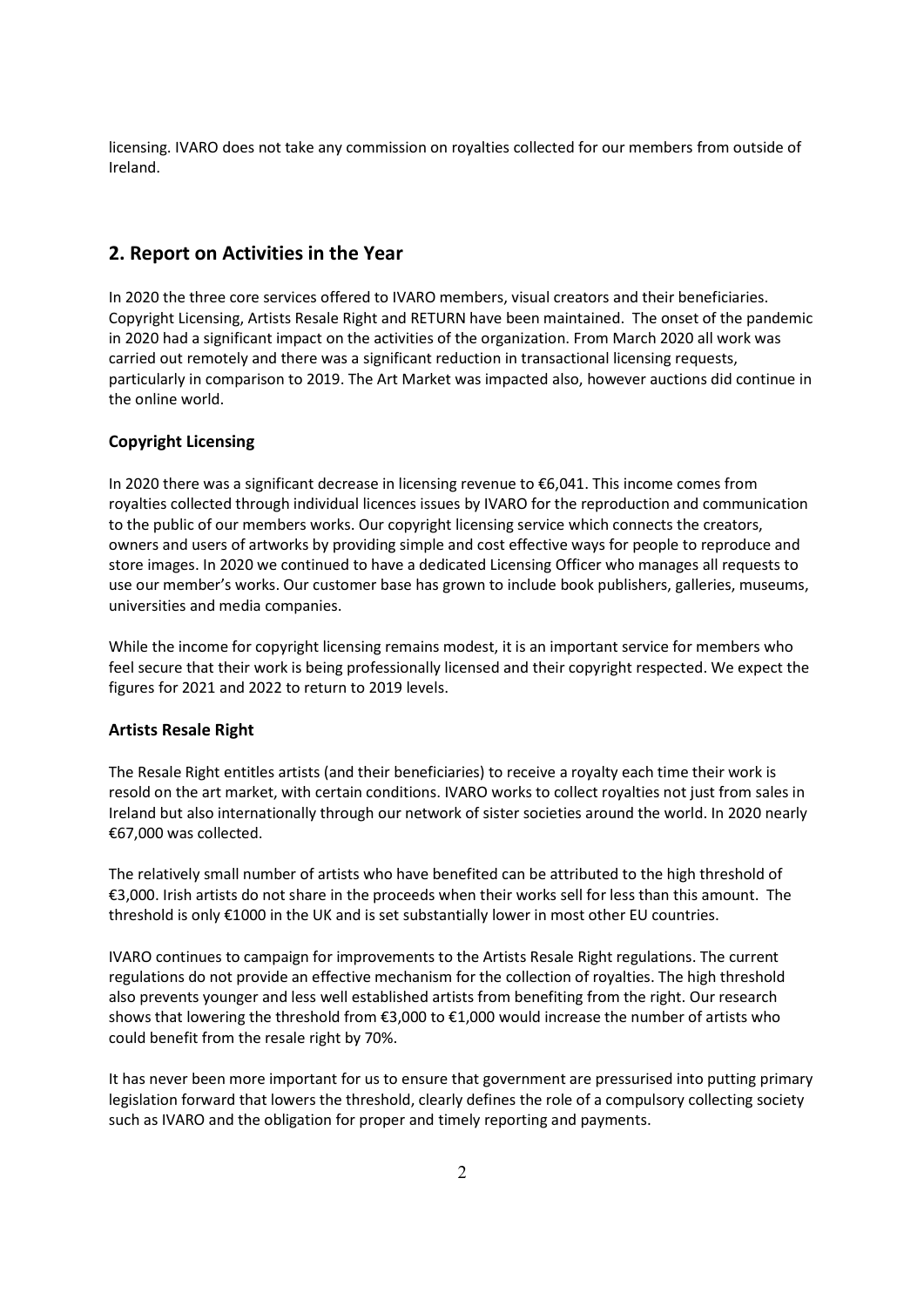licensing. IVARO does not take any commission on royalties collected for our members from outside of Ireland.

## 2. Report on Activities in the Year

In 2020 the three core services offered to IVARO members, visual creators and their beneficiaries. Copyright Licensing, Artists Resale Right and RETURN have been maintained. The onset of the pandemic in 2020 had a significant impact on the activities of the organization. From March 2020 all work was carried out remotely and there was a significant reduction in transactional licensing requests, particularly in comparison to 2019. The Art Market was impacted also, however auctions did continue in the online world.

### Copyright Licensing

In 2020 there was a significant decrease in licensing revenue to €6,041. This income comes from royalties collected through individual licences issues by IVARO for the reproduction and communication to the public of our members works. Our copyright licensing service which connects the creators, owners and users of artworks by providing simple and cost effective ways for people to reproduce and store images. In 2020 we continued to have a dedicated Licensing Officer who manages all requests to use our member's works. Our customer base has grown to include book publishers, galleries, museums, universities and media companies.

While the income for copyright licensing remains modest, it is an important service for members who feel secure that their work is being professionally licensed and their copyright respected. We expect the figures for 2021 and 2022 to return to 2019 levels.

### Artists Resale Right

The Resale Right entitles artists (and their beneficiaries) to receive a royalty each time their work is resold on the art market, with certain conditions. IVARO works to collect royalties not just from sales in Ireland but also internationally through our network of sister societies around the world. In 2020 nearly €67,000 was collected.

The relatively small number of artists who have benefited can be attributed to the high threshold of €3,000. Irish artists do not share in the proceeds when their works sell for less than this amount. The threshold is only €1000 in the UK and is set substantially lower in most other EU countries.

IVARO continues to campaign for improvements to the Artists Resale Right regulations. The current regulations do not provide an effective mechanism for the collection of royalties. The high threshold also prevents younger and less well established artists from benefiting from the right. Our research shows that lowering the threshold from €3,000 to €1,000 would increase the number of artists who could benefit from the resale right by 70%.

It has never been more important for us to ensure that government are pressurised into putting primary legislation forward that lowers the threshold, clearly defines the role of a compulsory collecting society such as IVARO and the obligation for proper and timely reporting and payments.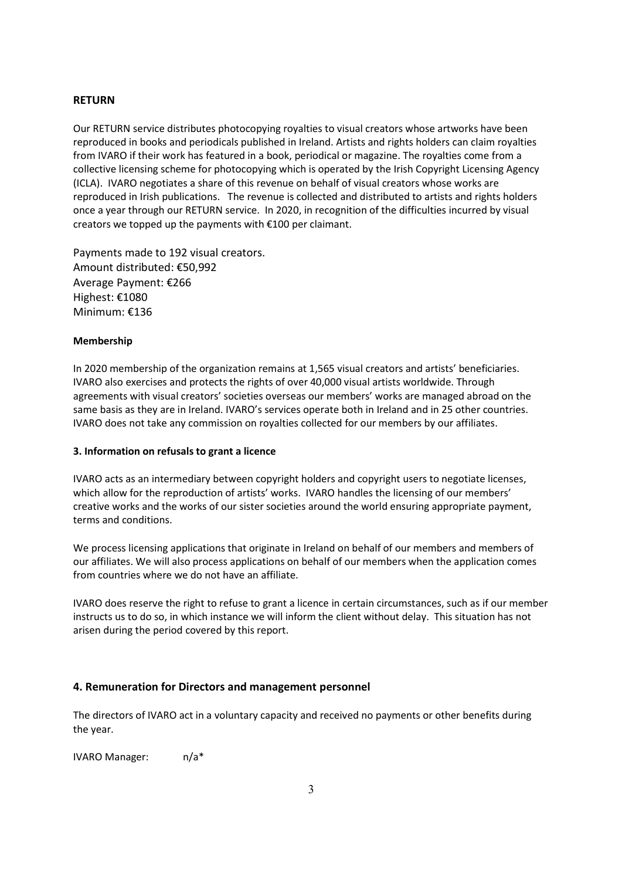**RETURN**

Our RETURN service distributes photocopying royalties to visual creators whose artworks have been reproduced in books and periodicals published in Ireland. Artists and rights holders can claim royalties from IVARO if their work has featured in a book, periodical or magazine. The royalties come from a collective licensing scheme for photocopying which is operated by the Irish Copyright Licensing Agency (ICLA). IVARO negotiates a share of this revenue on behalf of visual creators whose works are reproduced in Irish publications. The revenue is collected and distributed to artists and rights holders once a year through our RETURN service. In 2020, in recognition of the difficulties incurred by visual creators we topped up the payments with €100 per claimant.

Payments made to 192 visual creators.
Amount distributed: €50,992
Average Payment: €266
Highest: €1080
Minimum: €136

**Membership**

In 2020 membership of the organization remains at 1,565 visual creators and artists' beneficiaries. IVARO also exercises and protects the rights of over 40,000 visual artists worldwide. Through agreements with visual creators' societies overseas our members' works are managed abroad on the same basis as they are in Ireland. IVARO's services operate both in Ireland and in 25 other countries. IVARO does not take any commission on royalties collected for our members by our affiliates.

**3. Information on refusals to grant a licence**

IVARO acts as an intermediary between copyright holders and copyright users to negotiate licenses, which allow for the reproduction of artists' works. IVARO handles the licensing of our members' creative works and the works of our sister societies around the world ensuring appropriate payment, terms and conditions.

We process licensing applications that originate in Ireland on behalf of our members and members of our affiliates. We will also process applications on behalf of our members when the application comes from countries where we do not have an affiliate.

IVARO does reserve the right to refuse to grant a licence in certain circumstances, such as if our member instructs us to do so, in which instance we will inform the client without delay. This situation has not arisen during the period covered by this report.

**4. Remuneration for Directors and management personnel**

The directors of IVARO act in a voluntary capacity and received no payments or other benefits during the year.

IVARO Manager: n/a*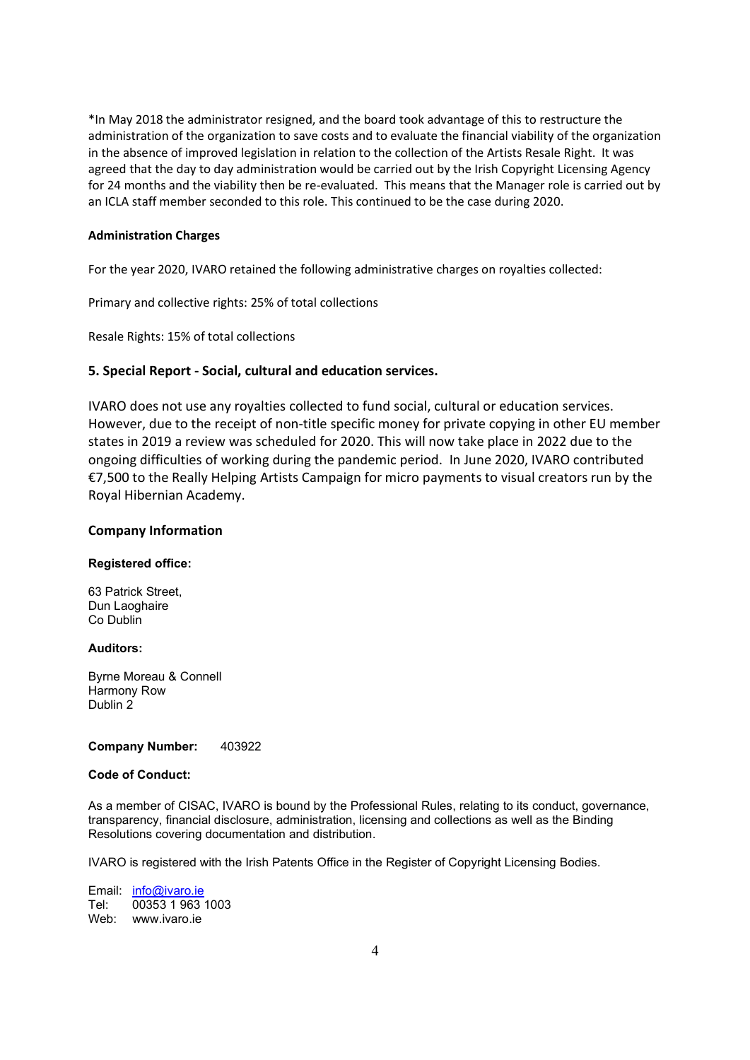*In May 2018 the administrator resigned, and the board took advantage of this to restructure the administration of the organization to save costs and to evaluate the financial viability of the organization in the absence of improved legislation in relation to the collection of the Artists Resale Right. It was agreed that the day to day administration would be carried out by the Irish Copyright Licensing Agency for 24 months and the viability then be re-evaluated. This means that the Manager role is carried out by an ICLA staff member seconded to this role. This continued to be the case during 2020.

**Administration Charges**

For the year 2020, IVARO retained the following administrative charges on royalties collected:

Primary and collective rights: 25% of total collections

Resale Rights: 15% of total collections

## 5. Special Report - Social, cultural and education services.

IVARO does not use any royalties collected to fund social, cultural or education services. However, due to the receipt of non-title specific money for private copying in other EU member states in 2019 a review was scheduled for 2020. This will now take place in 2022 due to the ongoing difficulties of working during the pandemic period. In June 2020, IVARO contributed €7,500 to the Really Helping Artists Campaign for micro payments to visual creators run by the Royal Hibernian Academy.

## Company Information

**Registered office:**

63 Patrick Street,
Dun Laoghaire
Co Dublin

**Auditors:**

Byrne Moreau & Connell
Harmony Row
Dublin 2

**Company Number:** 403922

**Code of Conduct:**

As a member of CISAC, IVARO is bound by the Professional Rules, relating to its conduct, governance, transparency, financial disclosure, administration, licensing and collections as well as the Binding Resolutions covering documentation and distribution.

IVARO is registered with the Irish Patents Office in the Register of Copyright Licensing Bodies.

Email: info@ivaro.ie
Tel: 00353 1 963 1003
Web: www.ivaro.ie